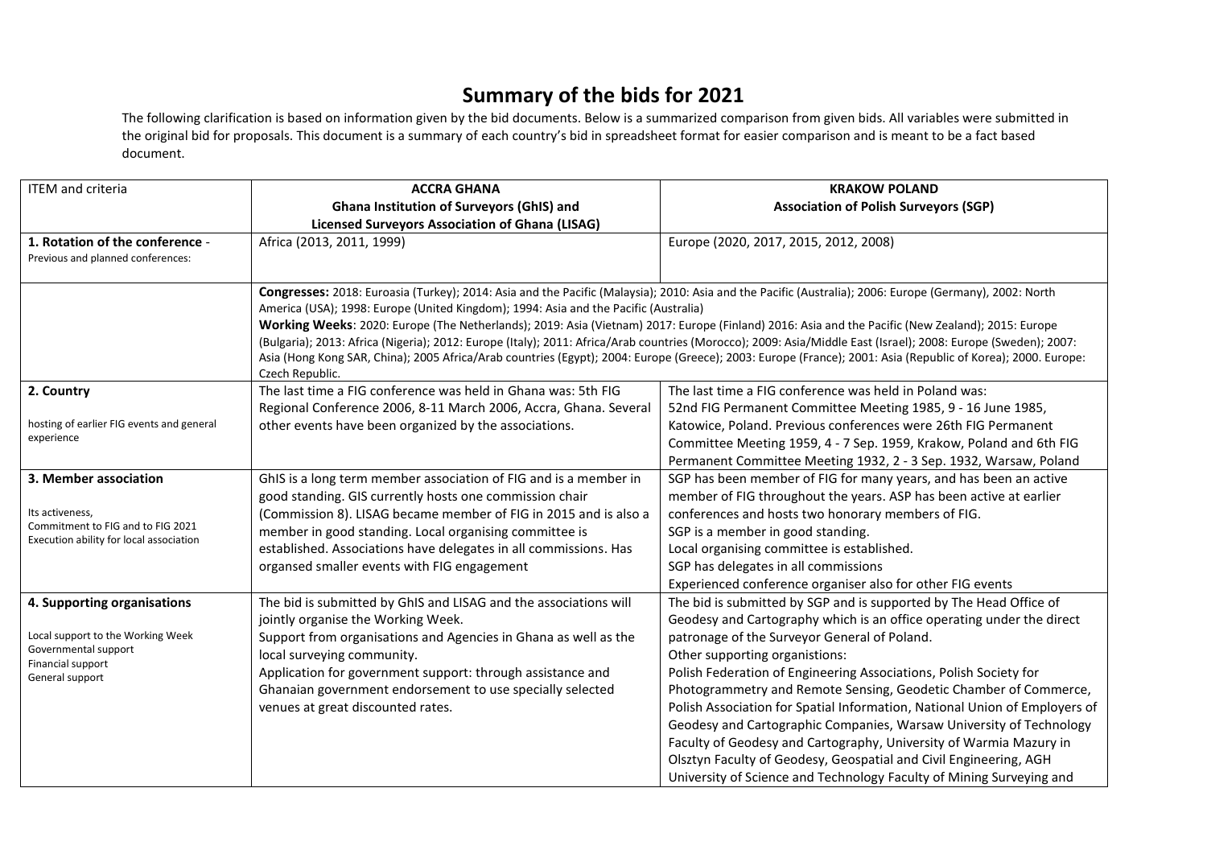# Summary of the bids for 2021

The following clarification is based on information given by the bid documents. Below is a summarized comparison from given bids. All variables were submitted in the original bid for proposals. This document is a summary of each country's bid in spreadsheet format for easier comparison and is meant to be a fact based document.

| ITEM and criteria | ACCRA GHANA<br>Ghana Institution of Surveyors (GhIS) and<br>Licensed Surveyors Association of Ghana (LISAG) | KRAKOW POLAND<br>Association of Polish Surveyors (SGP) |
|---|---|---|
| **1. Rotation of the conference** - Previous and planned conferences: | Africa (2013, 2011, 1999) | Europe (2020, 2017, 2015, 2012, 2008) |
| | **Congresses:** 2018: Euroasia (Turkey); 2014: Asia and the Pacific (Malaysia); 2010: Asia and the Pacific (Australia); 2006: Europe (Germany), 2002: North America (USA); 1998: Europe (United Kingdom); 1994: Asia and the Pacific (Australia)<br>**Working Weeks**: 2020: Europe (The Netherlands); 2019: Asia (Vietnam) 2017: Europe (Finland) 2016: Asia and the Pacific (New Zealand); 2015: Europe (Bulgaria); 2013: Africa (Nigeria); 2012: Europe (Italy); 2011: Africa/Arab countries (Morocco); 2009: Asia/Middle East (Israel); 2008: Europe (Sweden); 2007: Asia (Hong Kong SAR, China); 2005 Africa/Arab countries (Egypt); 2004: Europe (Greece); 2003: Europe (France); 2001: Asia (Republic of Korea); 2000. Europe: Czech Republic. | |
| **2. Country**<br>hosting of earlier FIG events and general experience | The last time a FIG conference was held in Ghana was: 5th FIG Regional Conference 2006, 8-11 March 2006, Accra, Ghana. Several other events have been organized by the associations. | The last time a FIG conference was held in Poland was:<br>52nd FIG Permanent Committee Meeting 1985, 9 - 16 June 1985, Katowice, Poland. Previous conferences were 26th FIG Permanent Committee Meeting 1959, 4 - 7 Sep. 1959, Krakow, Poland and 6th FIG Permanent Committee Meeting 1932, 2 - 3 Sep. 1932, Warsaw, Poland |
| **3. Member association**<br>Its activeness,<br>Commitment to FIG and to FIG 2021<br>Execution ability for local association | GhIS is a long term member association of FIG and is a member in good standing. GIS currently hosts one commission chair (Commission 8). LISAG became member of FIG in 2015 and is also a member in good standing. Local organising committee is established. Associations have delegates in all commissions. Has organsed smaller events with FIG engagement | SGP has been member of FIG for many years, and has been an active member of FIG throughout the years. ASP has been active at earlier conferences and hosts two honorary members of FIG.<br>SGP is a member in good standing.<br>Local organising committee is established.<br>SGP has delegates in all commissions<br>Experienced conference organiser also for other FIG events |
| **4. Supporting organisations**<br>Local support to the Working Week<br>Governmental support<br>Financial support<br>General support | The bid is submitted by GhIS and LISAG and the associations will jointly organise the Working Week.<br>Support from organisations and Agencies in Ghana as well as the local surveying community.<br>Application for government support: through assistance and Ghanaian government endorsement to use specially selected venues at great discounted rates. | The bid is submitted by SGP and is supported by The Head Office of Geodesy and Cartography which is an office operating under the direct patronage of the Surveyor General of Poland.<br>Other supporting organisations:<br>Polish Federation of Engineering Associations, Polish Society for Photogrammetry and Remote Sensing, Geodetic Chamber of Commerce, Polish Association for Spatial Information, National Union of Employers of Geodesy and Cartographic Companies, Warsaw University of Technology Faculty of Geodesy and Cartography, University of Warmia Mazury in Olsztyn Faculty of Geodesy, Geospatial and Civil Engineering, AGH University of Science and Technology Faculty of Mining Surveying and |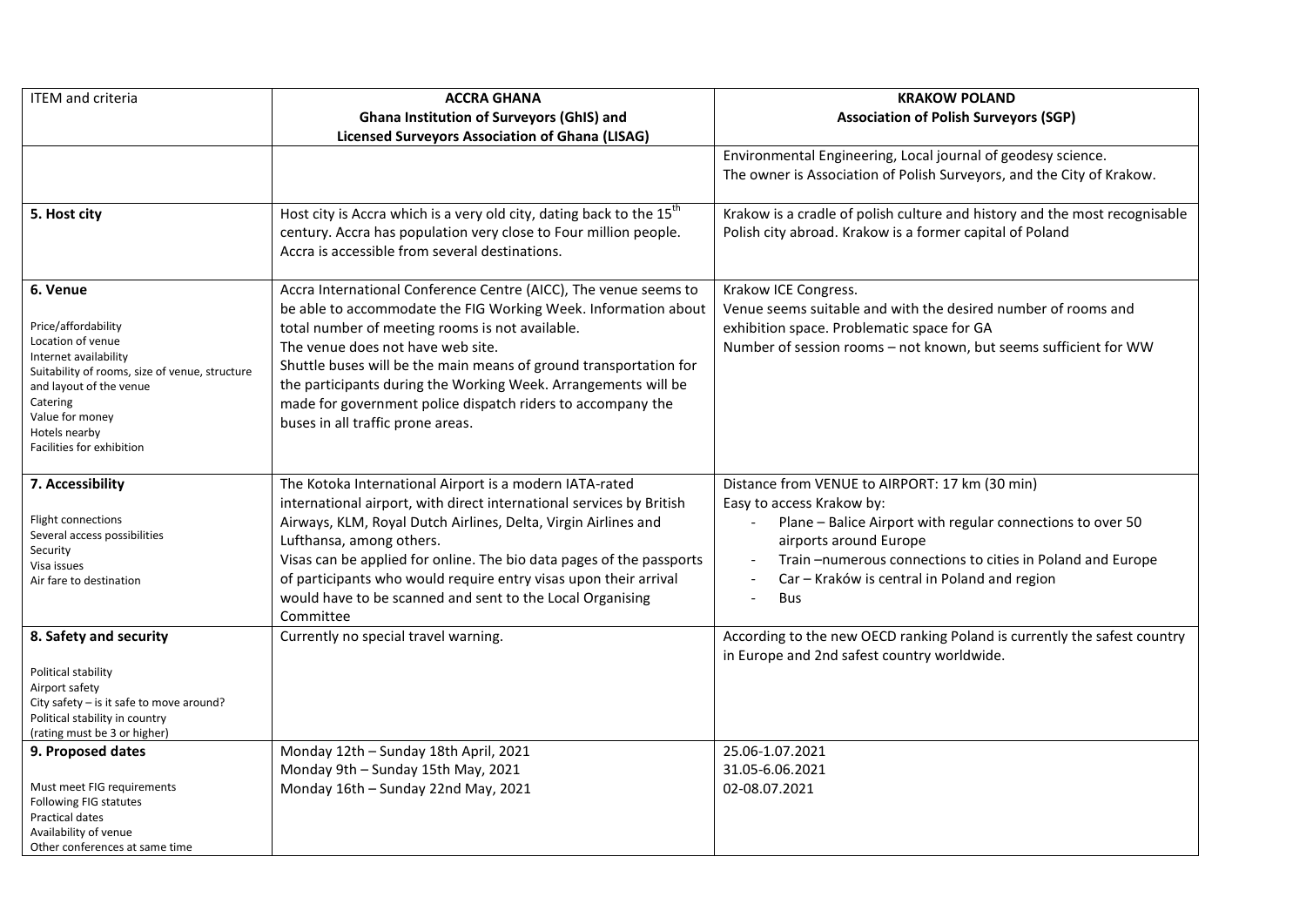| ITEM and criteria | **ACCRA GHANA**<br>**Ghana Institution of Surveyors (GhIS) and**<br>**Licensed Surveyors Association of Ghana (LISAG)** | **KRAKOW POLAND**<br>**Association of Polish Surveyors (SGP)** |
| --- | --- | --- |
| | | Environmental Engineering, Local journal of geodesy science.<br>The owner is Association of Polish Surveyors, and the City of Krakow. |
| **5. Host city** | Host city is Accra which is a very old city, dating back to the 15th century. Accra has population very close to Four million people. Accra is accessible from several destinations. | Krakow is a cradle of polish culture and history and the most recognisable Polish city abroad. Krakow is a former capital of Poland |
| **6. Venue**<br><br>Price/affordability<br>Location of venue<br>Internet availability<br>Suitability of rooms, size of venue, structure and layout of the venue<br>Catering<br>Value for money<br>Hotels nearby<br>Facilities for exhibition | Accra International Conference Centre (AICC), The venue seems to be able to accommodate the FIG Working Week. Information about total number of meeting rooms is not available.<br>The venue does not have web site.<br>Shuttle buses will be the main means of ground transportation for the participants during the Working Week. Arrangements will be made for government police dispatch riders to accompany the buses in all traffic prone areas. | Krakow ICE Congress.<br>Venue seems suitable and with the desired number of rooms and exhibition space. Problematic space for GA<br>Number of session rooms – not known, but seems sufficient for WW |
| **7. Accessibility**<br><br>Flight connections<br>Several access possibilities<br>Security<br>Visa issues<br>Air fare to destination | The Kotoka International Airport is a modern IATA-rated international airport, with direct international services by British Airways, KLM, Royal Dutch Airlines, Delta, Virgin Airlines and Lufthansa, among others.<br>Visas can be applied for online. The bio data pages of the passports of participants who would require entry visas upon their arrival would have to be scanned and sent to the Local Organising Committee | Distance from VENUE to AIRPORT: 17 km (30 min)<br>Easy to access Krakow by:<br>- Plane – Balice Airport with regular connections to over 50 airports around Europe<br>- Train –numerous connections to cities in Poland and Europe<br>- Car – Kraków is central in Poland and region<br>- Bus |
| **8. Safety and security**<br><br>Political stability<br>Airport safety<br>City safety – is it safe to move around?<br>Political stability in country<br>(rating must be 3 or higher) | Currently no special travel warning. | According to the new OECD ranking Poland is currently the safest country in Europe and 2nd safest country worldwide. |
| **9. Proposed dates**<br><br>Must meet FIG requirements<br>Following FIG statutes<br>Practical dates<br>Availability of venue<br>Other conferences at same time | Monday 12th – Sunday 18th April, 2021<br>Monday 9th – Sunday 15th May, 2021<br>Monday 16th – Sunday 22nd May, 2021 | 25.06-1.07.2021<br>31.05-6.06.2021<br>02-08.07.2021 |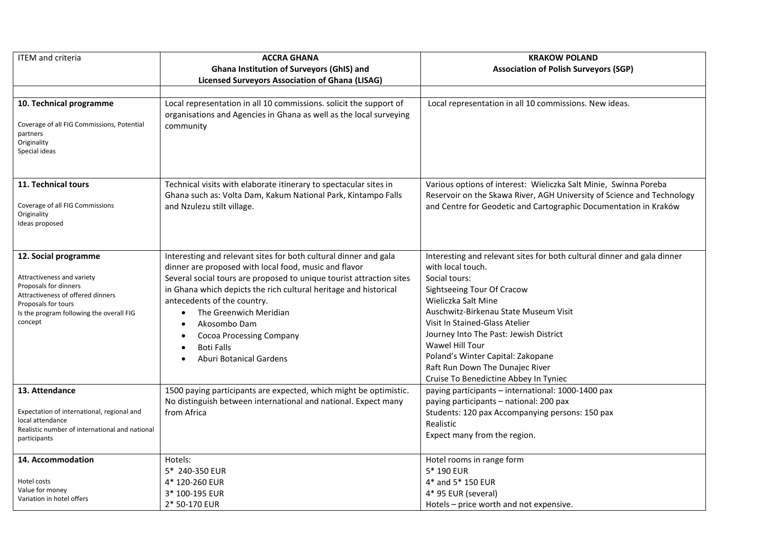| ITEM and criteria | **ACCRA GHANA**<br>**Ghana Institution of Surveyors (GhIS) and**<br>**Licensed Surveyors Association of Ghana (LISAG)** | **KRAKOW POLAND**<br>**Association of Polish Surveyors (SGP)** |
|---|---|---|
| | | |
| **10. Technical programme**<br><br>Coverage of all FIG Commissions, Potential partners<br>Originality<br>Special ideas | Local representation in all 10 commissions. solicit the support of organisations and Agencies in Ghana as well as the local surveying community | Local representation in all 10 commissions. New ideas. |
| **11. Technical tours**<br><br>Coverage of all FIG Commissions<br>Originality<br>Ideas proposed | Technical visits with elaborate itinerary to spectacular sites in Ghana such as: Volta Dam, Kakum National Park, Kintampo Falls and Nzulezu stilt village. | Various options of interest: Wieliczka Salt Minie, Swinna Poreba Reservoir on the Skawa River, AGH University of Science and Technology and Centre for Geodetic and Cartographic Documentation in Kraków |
| **12. Social programme**<br><br>Attractiveness and variety<br>Proposals for dinners<br>Attractiveness of offered dinners<br>Proposals for tours<br>Is the program following the overall FIG concept | Interesting and relevant sites for both cultural dinner and gala dinner are proposed with local food, music and flavor<br>Several social tours are proposed to unique tourist attraction sites in Ghana which depicts the rich cultural heritage and historical antecedents of the country.<br>• The Greenwich Meridian<br>• Akosombo Dam<br>• Cocoa Processing Company<br>• Boti Falls<br>• Aburi Botanical Gardens | Interesting and relevant sites for both cultural dinner and gala dinner with local touch.<br>Social tours:<br>Sightseeing Tour Of Cracow<br>Wieliczka Salt Mine<br>Auschwitz-Birkenau State Museum Visit<br>Visit In Stained-Glass Atelier<br>Journey Into The Past: Jewish District<br>Wawel Hill Tour<br>Poland's Winter Capital: Zakopane<br>Raft Run Down The Dunajec River<br>Cruise To Benedictine Abbey In Tyniec |
| **13. Attendance**<br><br>Expectation of international, regional and local attendance<br>Realistic number of international and national participants | 1500 paying participants are expected, which might be optimistic. No distinguish between international and national. Expect many from Africa | paying participants – international: 1000-1400 pax<br>paying participants – national: 200 pax<br>Students: 120 pax Accompanying persons: 150 pax<br>Realistic<br>Expect many from the region. |
| **14. Accommodation**<br><br>Hotel costs<br>Value for money<br>Variation in hotel offers | Hotels:<br>5* 240-350 EUR<br>4* 120-260 EUR<br>3* 100-195 EUR<br>2* 50-170 EUR | Hotel rooms in range form<br>5* 190 EUR<br>4* and 5* 150 EUR<br>4* 95 EUR (several)<br>Hotels – price worth and not expensive. |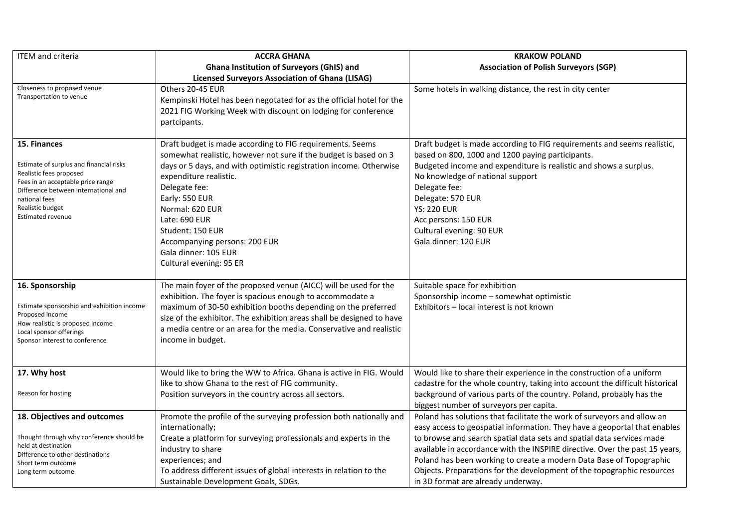| ITEM and criteria | **ACCRA GHANA**<br>**Ghana Institution of Surveyors (GhIS) and**<br>**Licensed Surveyors Association of Ghana (LISAG)** | **KRAKOW POLAND**<br>**Association of Polish Surveyors (SGP)** |
|---|---|---|
| Closeness to proposed venue<br>Transportation to venue | Others 20-45 EUR<br>Kempinski Hotel has been negotated for as the official hotel for the 2021 FIG Working Week with discount on lodging for conference partcipants. | Some hotels in walking distance, the rest in city center |
| **15. Finances**<br><br>Estimate of surplus and financial risks<br>Realistic fees proposed<br>Fees in an acceptable price range<br>Difference between international and national fees<br>Realistic budget<br>Estimated revenue | Draft budget is made according to FIG requirements. Seems somewhat realistic, however not sure if the budget is based on 3 days or 5 days, and with optimistic registration income. Otherwise expenditure realistic.<br>Delegate fee:<br>Early: 550 EUR<br>Normal: 620 EUR<br>Late: 690 EUR<br>Student: 150 EUR<br>Accompanying persons: 200 EUR<br>Gala dinner: 105 EUR<br>Cultural evening: 95 ER | Draft budget is made according to FIG requirements and seems realistic, based on 800, 1000 and 1200 paying participants.<br>Budgeted income and expenditure is realistic and shows a surplus.<br>No knowledge of national support<br>Delegate fee:<br>Delegate: 570 EUR<br>YS: 220 EUR<br>Acc persons: 150 EUR<br>Cultural evening: 90 EUR<br>Gala dinner: 120 EUR |
| **16. Sponsorship**<br><br>Estimate sponsorship and exhibition income<br>Proposed income<br>How realistic is proposed income<br>Local sponsor offerings<br>Sponsor interest to conference | The main foyer of the proposed venue (AICC) will be used for the exhibition. The foyer is spacious enough to accommodate a maximum of 30-50 exhibition booths depending on the preferred size of the exhibitor. The exhibition areas shall be designed to have a media centre or an area for the media. Conservative and realistic income in budget. | Suitable space for exhibition<br>Sponsorship income – somewhat optimistic<br>Exhibitors – local interest is not known |
| **17. Why host**<br><br>Reason for hosting | Would like to bring the WW to Africa. Ghana is active in FIG. Would like to show Ghana to the rest of FIG community.<br>Position surveyors in the country across all sectors. | Would like to share their experience in the construction of a uniform cadastre for the whole country, taking into account the difficult historical background of various parts of the country. Poland, probably has the biggest number of surveyors per capita. |
| **18. Objectives and outcomes**<br><br>Thought through why conference should be held at destination<br>Difference to other destinations<br>Short term outcome<br>Long term outcome | Promote the profile of the surveying profession both nationally and internationally;<br>Create a platform for surveying professionals and experts in the industry to share experiences; and<br>To address different issues of global interests in relation to the Sustainable Development Goals, SDGs. | Poland has solutions that facilitate the work of surveyors and allow an easy access to geospatial information. They have a geoportal that enables to browse and search spatial data sets and spatial data services made available in accordance with the INSPIRE directive. Over the past 15 years, Poland has been working to create a modern Data Base of Topographic Objects. Preparations for the development of the topographic resources in 3D format are already underway. |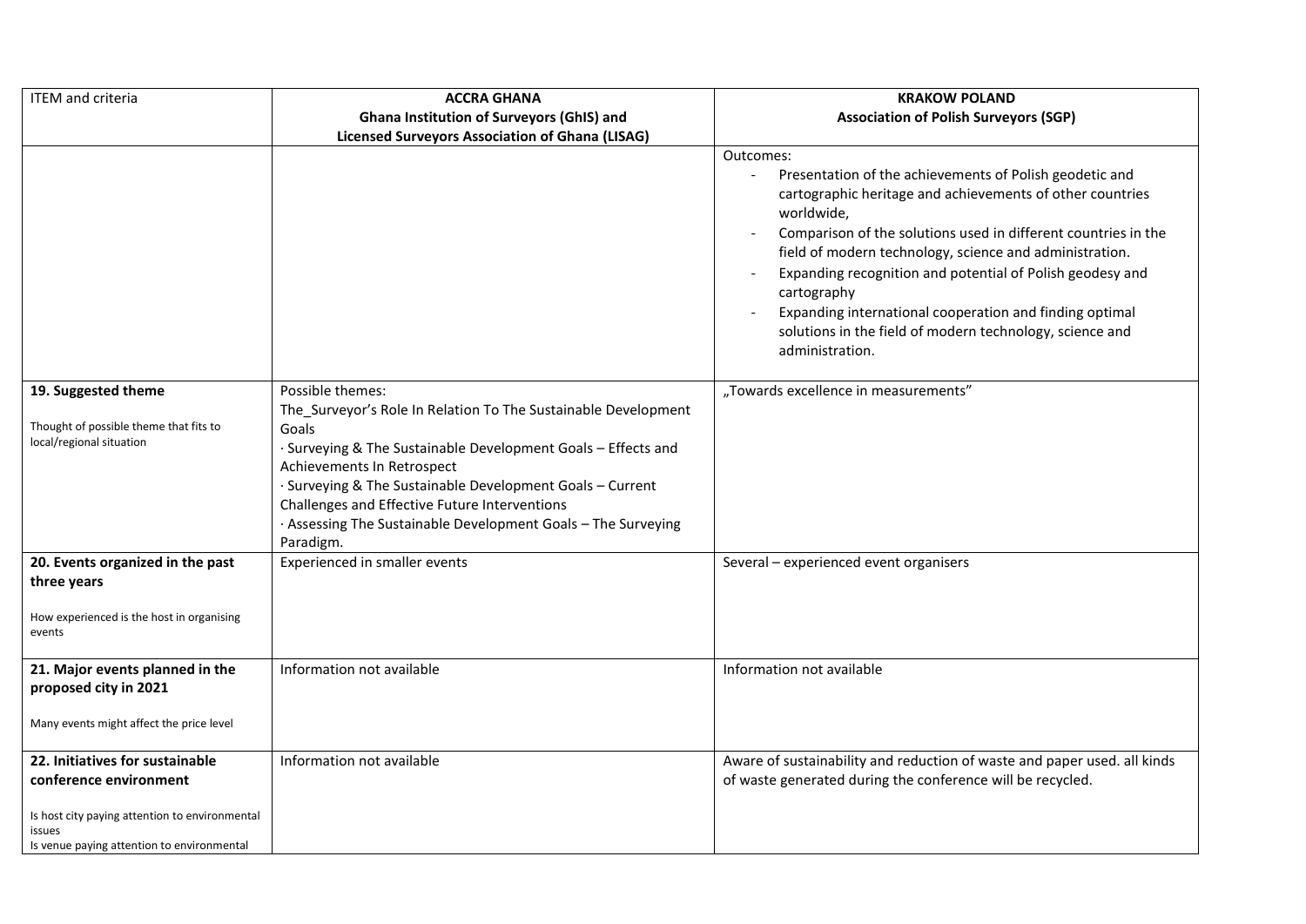| ITEM and criteria | **ACCRA GHANA** **Ghana Institution of Surveyors (GhIS) and Licensed Surveyors Association of Ghana (LISAG)** | **KRAKOW POLAND** **Association of Polish Surveyors (SGP)** |
|---|---|---|
| | | Outcomes: <br> - Presentation of the achievements of Polish geodetic and cartographic heritage and achievements of other countries worldwide, <br> - Comparison of the solutions used in different countries in the field of modern technology, science and administration. <br> - Expanding recognition and potential of Polish geodesy and cartography <br> - Expanding international cooperation and finding optimal solutions in the field of modern technology, science and administration. |
| **19. Suggested theme** <br><br> Thought of possible theme that fits to local/regional situation | Possible themes: <br> The_Surveyor's Role In Relation To The Sustainable Development Goals <br> · Surveying & The Sustainable Development Goals – Effects and Achievements In Retrospect <br> · Surveying & The Sustainable Development Goals – Current Challenges and Effective Future Interventions <br> · Assessing The Sustainable Development Goals – The Surveying Paradigm. | „Towards excellence in measurements" |
| **20. Events organized in the past three years** <br><br> How experienced is the host in organising events | Experienced in smaller events | Several – experienced event organisers |
| **21. Major events planned in the proposed city in 2021** <br><br> Many events might affect the price level | Information not available | Information not available |
| **22. Initiatives for sustainable conference environment** <br><br> Is host city paying attention to environmental issues <br> Is venue paying attention to environmental | Information not available | Aware of sustainability and reduction of waste and paper used. all kinds of waste generated during the conference will be recycled. |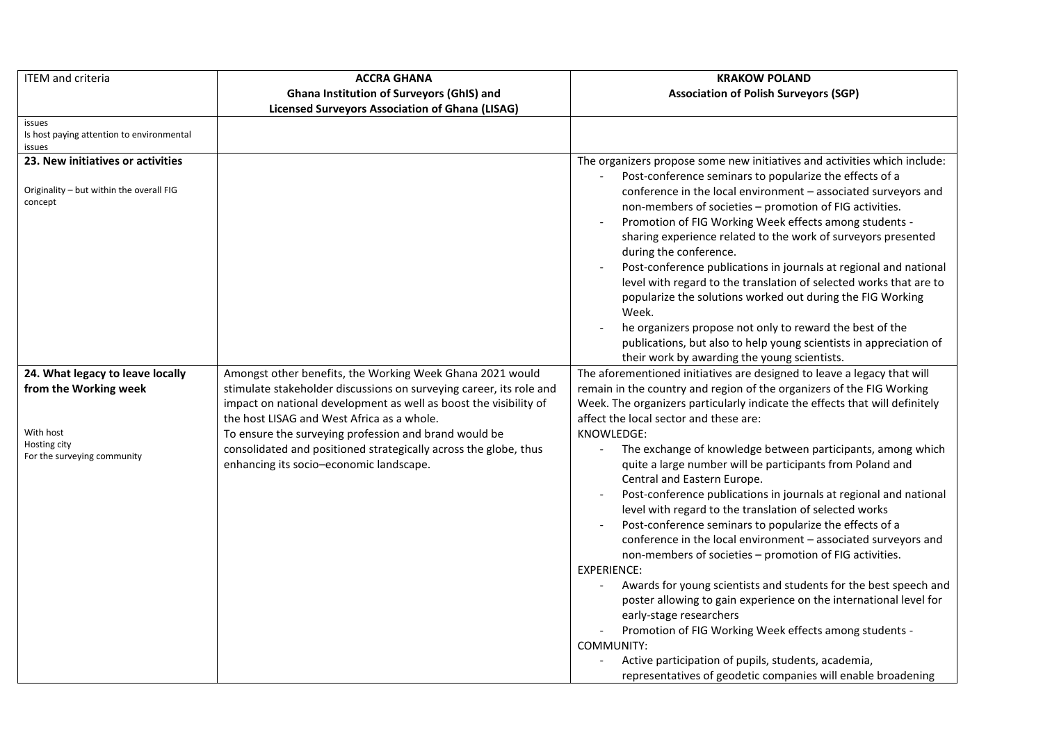| ITEM and criteria | **ACCRA GHANA**<br>**Ghana Institution of Surveyors (GhIS) and**<br>**Licensed Surveyors Association of Ghana (LISAG)** | **KRAKOW POLAND**<br>**Association of Polish Surveyors (SGP)** |
|---|---|---|
| issues<br>Is host paying attention to environmental issues | | |
| **23. New initiatives or activities**<br><br>Originality – but within the overall FIG concept | | The organizers propose some new initiatives and activities which include:<br>- Post-conference seminars to popularize the effects of a conference in the local environment – associated surveyors and non-members of societies – promotion of FIG activities.<br>- Promotion of FIG Working Week effects among students - sharing experience related to the work of surveyors presented during the conference.<br>- Post-conference publications in journals at regional and national level with regard to the translation of selected works that are to popularize the solutions worked out during the FIG Working Week.<br>- he organizers propose not only to reward the best of the publications, but also to help young scientists in appreciation of their work by awarding the young scientists. |
| **24. What legacy to leave locally from the Working week**<br><br>With host<br>Hosting city<br>For the surveying community | Amongst other benefits, the Working Week Ghana 2021 would stimulate stakeholder discussions on surveying career, its role and impact on national development as well as boost the visibility of the host LISAG and West Africa as a whole.<br>To ensure the surveying profession and brand would be consolidated and positioned strategically across the globe, thus enhancing its socio–economic landscape. | The aforementioned initiatives are designed to leave a legacy that will remain in the country and region of the organizers of the FIG Working Week. The organizers particularly indicate the effects that will definitely affect the local sector and these are:<br>KNOWLEDGE:<br>- The exchange of knowledge between participants, among which quite a large number will be participants from Poland and Central and Eastern Europe.<br>- Post-conference publications in journals at regional and national level with regard to the translation of selected works<br>- Post-conference seminars to popularize the effects of a conference in the local environment – associated surveyors and non-members of societies – promotion of FIG activities.<br>EXPERIENCE:<br>- Awards for young scientists and students for the best speech and poster allowing to gain experience on the international level for early-stage researchers<br>- Promotion of FIG Working Week effects among students -<br>COMMUNITY:<br>- Active participation of pupils, students, academia, representatives of geodetic companies will enable broadening |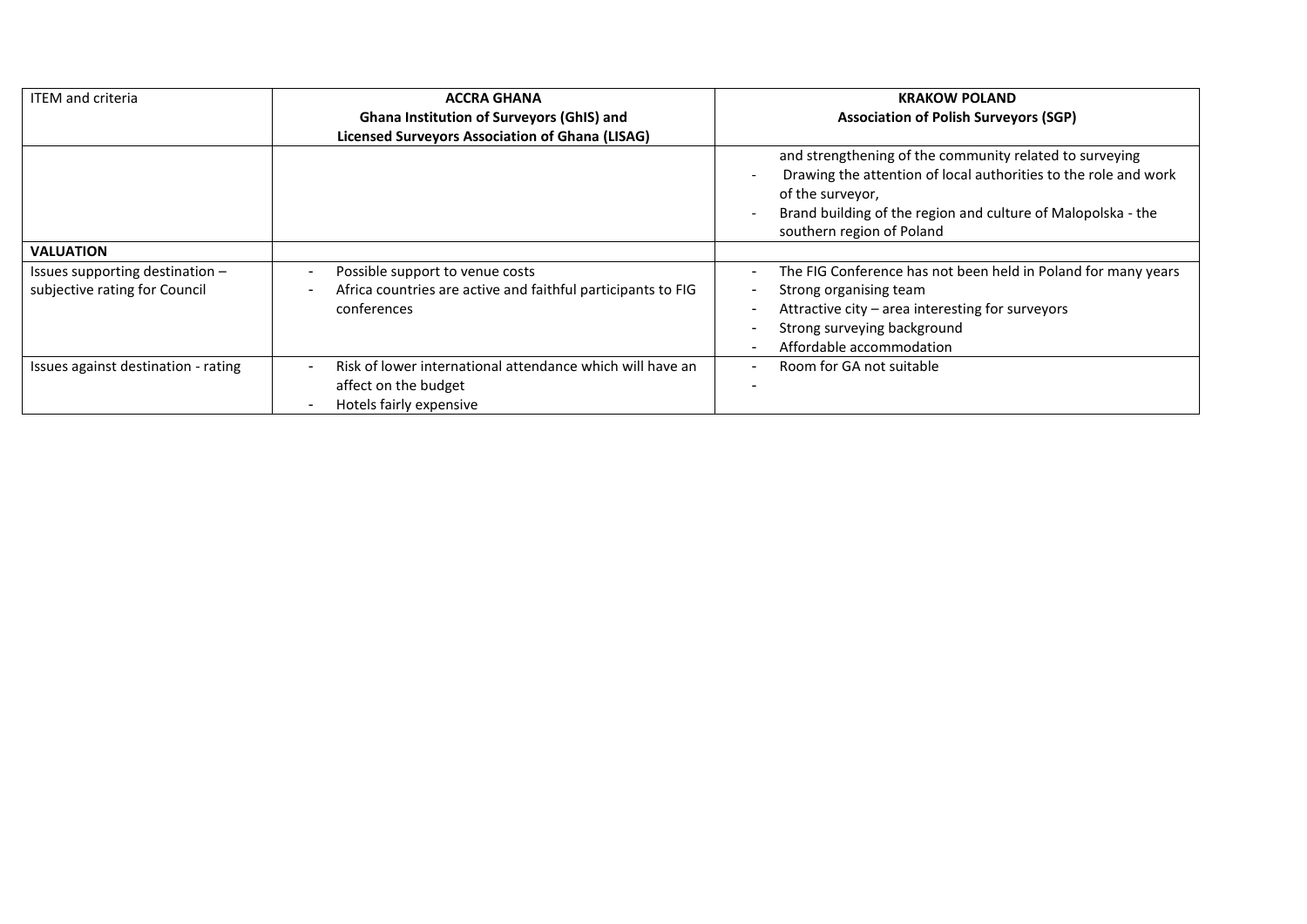| ITEM and criteria | ACCRA GHANA<br>Ghana Institution of Surveyors (GhIS) and<br>Licensed Surveyors Association of Ghana (LISAG) | KRAKOW POLAND<br>Association of Polish Surveyors (SGP) |
|---|---|---|
| | | and strengthening of the community related to surveying<br>- Drawing the attention of local authorities to the role and work of the surveyor,<br>- Brand building of the region and culture of Malopolska - the southern region of Poland |
| **VALUATION** | | |
| Issues supporting destination – subjective rating for Council | - Possible support to venue costs<br>- Africa countries are active and faithful participants to FIG conferences | - The FIG Conference has not been held in Poland for many years<br>- Strong organising team<br>- Attractive city – area interesting for surveyors<br>- Strong surveying background<br>- Affordable accommodation |
| Issues against destination - rating | - Risk of lower international attendance which will have an affect on the budget<br>- Hotels fairly expensive | - Room for GA not suitable<br>- |